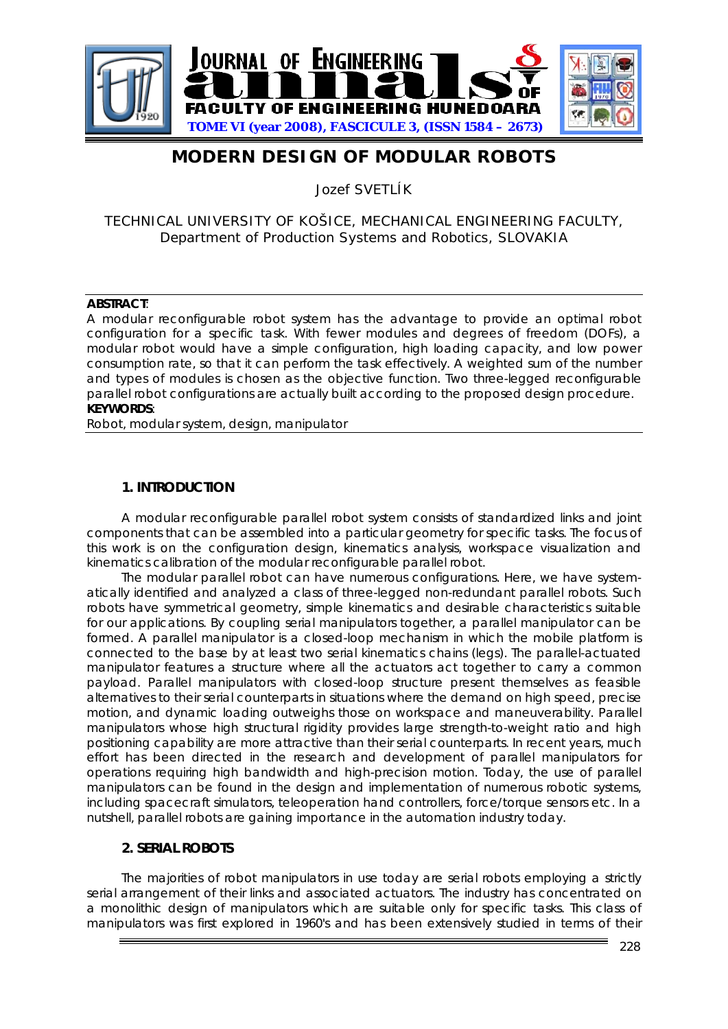# MODERN DESIGN OF MODULAR ROBOTS

Jozef SVETLÍK

TECHNICAL UNIVERSITY OF KOŠICE, MECHANICAL ENGINEERING FACULTY, Department of Production Systems and Robotics, SLOVAKIA

**ABSTRACT**:

A modular reconfigurable robot system has the advantage to provide an optimal robot configuration for a specific task. With fewer modules and degrees of freedom (DOFs), a modular robot would have a simple configuration, high loading capacity, and low power consumption rate, so that it can perform the task effectively. A weighted sum of the number and types of modules is chosen as the objective function. Two three-legged reconfigurable parallel robot configurations are actually built according to the proposed design procedure.

**KEYWORDS**:

Robot, modular system, design, manipulator

## 1. INTRODUCTION

A modular reconfigurable parallel robot system consists of standardized links and joint components that can be assembled into a particular geometry for specific tasks. The focus of this work is on the configuration design, kinematics analysis, workspace visualization and kinematics calibration of the modular reconfigurable parallel robot.

The modular parallel robot can have numerous configurations. Here, we have systematically identified and analyzed a class of three-legged non-redundant parallel robots. Such robots have symmetrical geometry, simple kinematics and desirable characteristics suitable for our applications. By coupling serial manipulators together, a parallel manipulator can be formed. A parallel manipulator is a closed-loop mechanism in which the mobile platform is connected to the base by at least two serial kinematics chains (legs). The parallel-actuated manipulator features a structure where all the actuators act together to carry a common payload. Parallel manipulators with closed-loop structure present themselves as feasible alternatives to their serial counterparts in situations where the demand on high speed, precise motion, and dynamic loading outweighs those on workspace and maneuverability. Parallel manipulators whose high structural rigidity provides large strength-to-weight ratio and high positioning capability are more attractive than their serial counterparts. In recent years, much effort has been directed in the research and development of parallel manipulators for operations requiring high bandwidth and high-precision motion. Today, the use of parallel manipulators can be found in the design and implementation of numerous robotic systems, including spacecraft simulators, teleoperation hand controllers, force/torque sensors etc. In a nutshell, parallel robots are gaining importance in the automation industry today.

## 2. SERIAL ROBOTS

The majorities of robot manipulators in use today are serial robots employing a strictly serial arrangement of their links and associated actuators. The industry has concentrated on a monolithic design of manipulators which are suitable only for specific tasks. This class of manipulators was first explored in 1960's and has been extensively studied in terms of their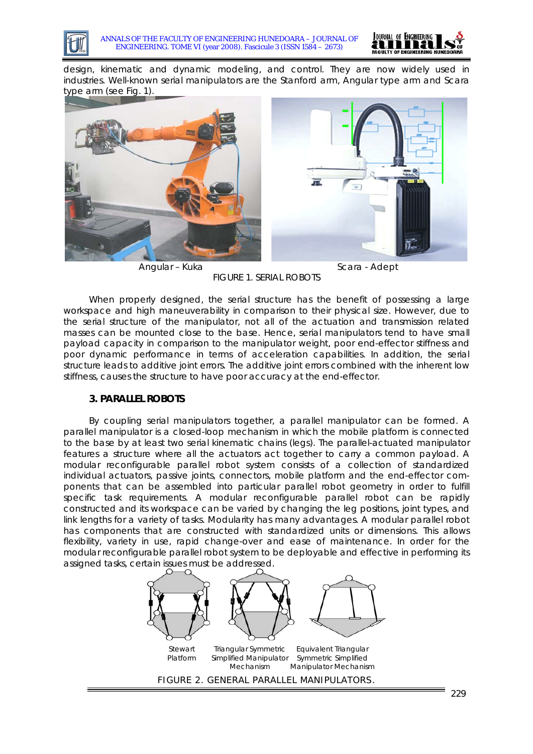design, kinematic and dynamic modeling, and control. They are now widely used in industries. Well-known serial manipulators are the Stanford arm, Angular type arm and Scara type arm (see Fig. 1).

Angular – Kuka

Scara - Adept

FIGURE 1. SERIAL ROBOTS

When properly designed, the serial structure has the benefit of possessing a large workspace and high maneuverability in comparison to their physical size. However, due to the serial structure of the manipulator, not all of the actuation and transmission related masses can be mounted close to the base. Hence, serial manipulators tend to have small payload capacity in comparison to the manipulator weight, poor end-effector stiffness and poor dynamic performance in terms of acceleration capabilities. In addition, the serial structure leads to additive joint errors. The additive joint errors combined with the inherent low stiffness, causes the structure to have poor accuracy at the end-effector.

## 3. PARALLEL ROBOTS

By coupling serial manipulators together, a parallel manipulator can be formed. A parallel manipulator is a closed-loop mechanism in which the mobile platform is connected to the base by at least two serial kinematic chains (legs). The parallel-actuated manipulator features a structure where all the actuators act together to carry a common payload. A modular reconfigurable parallel robot system consists of a collection of standardized individual actuators, passive joints, connectors, mobile platform and the end-effector components that can be assembled into particular parallel robot geometry in order to fulfill specific task requirements. A modular reconfigurable parallel robot can be rapidly constructed and its workspace can be varied by changing the leg positions, joint types, and link lengths for a variety of tasks. Modularity has many advantages. A modular parallel robot has components that are constructed with standardized units or dimensions. This allows flexibility, variety in use, rapid change-over and ease of maintenance. In order for the modular reconfigurable parallel robot system to be deployable and effective in performing its assigned tasks, certain issues must be addressed.

Stewart Platform

Triangular Symmetric Simplified Manipulator Mechanism

Equivalent Triangular Symmetric Simplified Manipulator Mechanism

FIGURE 2. GENERAL PARALLEL MANIPULATORS.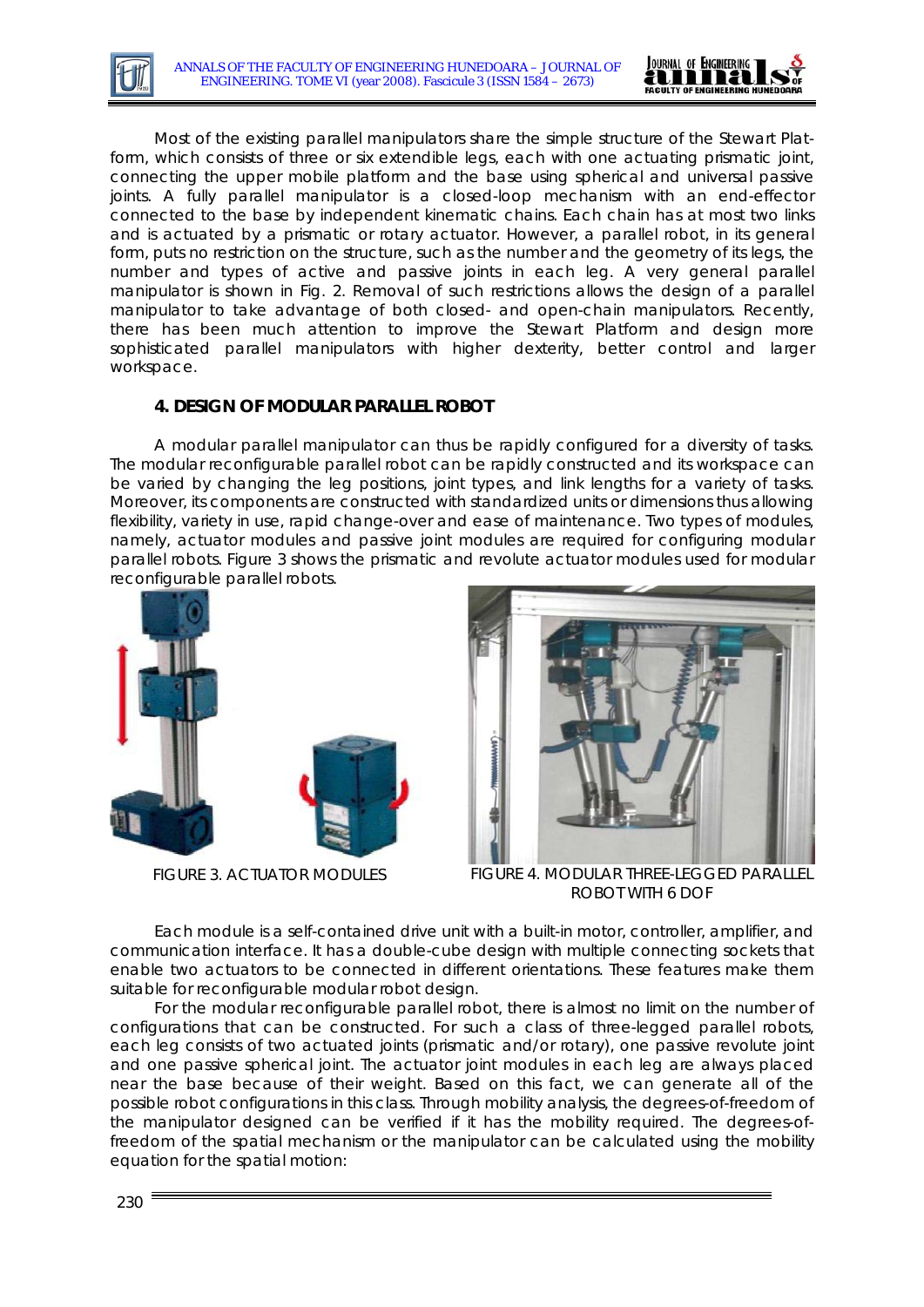Most of the existing parallel manipulators share the simple structure of the Stewart Platform, which consists of three or six extendible legs, each with one actuating prismatic joint, connecting the upper mobile platform and the base using spherical and universal passive joints. A fully parallel manipulator is a closed-loop mechanism with an end-effector connected to the base by independent kinematic chains. Each chain has at most two links and is actuated by a prismatic or rotary actuator. However, a parallel robot, in its general form, puts no restriction on the structure, such as the number and the geometry of its legs, the number and types of active and passive joints in each leg. A very general parallel manipulator is shown in Fig. 2. Removal of such restrictions allows the design of a parallel manipulator to take advantage of both closed- and open-chain manipulators. Recently, there has been much attention to improve the Stewart Platform and design more sophisticated parallel manipulators with higher dexterity, better control and larger workspace.

## 4. DESIGN OF MODULAR PARALLEL ROBOT

A modular parallel manipulator can thus be rapidly configured for a diversity of tasks. The modular reconfigurable parallel robot can be rapidly constructed and its workspace can be varied by changing the leg positions, joint types, and link lengths for a variety of tasks. Moreover, its components are constructed with standardized units or dimensions thus allowing flexibility, variety in use, rapid change-over and ease of maintenance. Two types of modules, namely, actuator modules and passive joint modules are required for configuring modular parallel robots. Figure 3 shows the prismatic and revolute actuator modules used for modular reconfigurable parallel robots.

FIGURE 3. ACTUATOR MODULES

FIGURE 4. MODULAR THREE-LEGGED PARALLEL ROBOT WITH 6 DOF

Each module is a self-contained drive unit with a built-in motor, controller, amplifier, and communication interface. It has a double-cube design with multiple connecting sockets that enable two actuators to be connected in different orientations. These features make them suitable for reconfigurable modular robot design.

For the modular reconfigurable parallel robot, there is almost no limit on the number of configurations that can be constructed. For such a class of three-legged parallel robots, each leg consists of two actuated joints (prismatic and/or rotary), one passive revolute joint and one passive spherical joint. The actuator joint modules in each leg are always placed near the base because of their weight. Based on this fact, we can generate all of the possible robot configurations in this class. Through mobility analysis, the degrees-of-freedom of the manipulator designed can be verified if it has the mobility required. The degrees-of-freedom of the spatial mechanism or the manipulator can be calculated using the mobility equation for the spatial motion: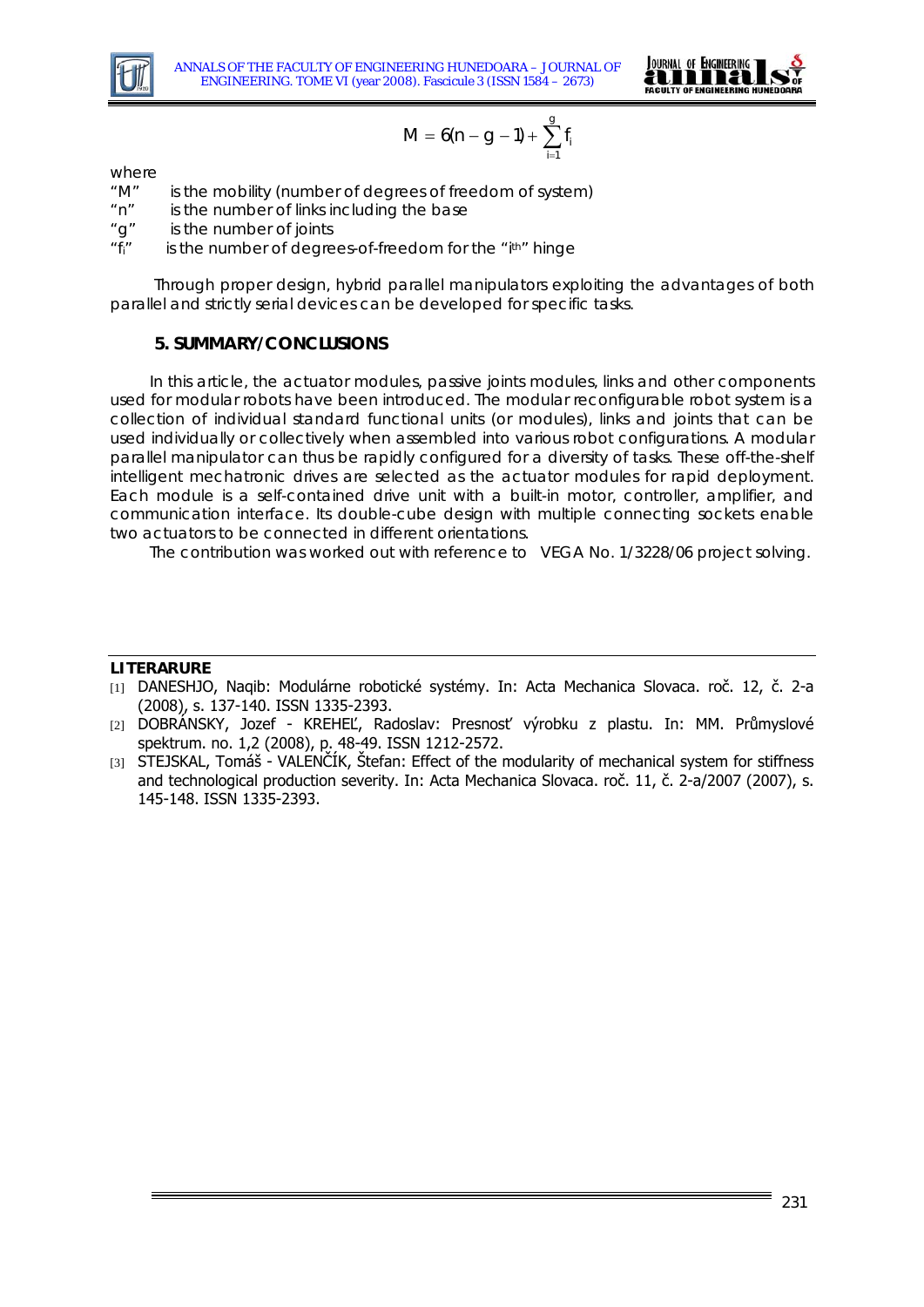$$M = 6(n - g - 1) + \sum_{i=1}^{g} f_i$$

where

"M" is the mobility (number of degrees of freedom of system)
"n" is the number of links including the base
"g" is the number of joints
"$f_i$" is the number of degrees-of-freedom for the "$i^{th}$" hinge

Through proper design, hybrid parallel manipulators exploiting the advantages of both parallel and strictly serial devices can be developed for specific tasks.

## 5. SUMMARY/CONCLUSIONS

In this article, the actuator modules, passive joints modules, links and other components used for modular robots have been introduced. The modular reconfigurable robot system is a collection of individual standard functional units (or modules), links and joints that can be used individually or collectively when assembled into various robot configurations. A modular parallel manipulator can thus be rapidly configured for a diversity of tasks. These off-the-shelf intelligent mechatronic drives are selected as the actuator modules for rapid deployment. Each module is a self-contained drive unit with a built-in motor, controller, amplifier, and communication interface. Its double-cube design with multiple connecting sockets enable two actuators to be connected in different orientations.

The contribution was worked out with reference to VEGA No. 1/3228/06 project solving.

**LITERARURE**

[1] DANESHJO, Naqib: Modulárne robotické systémy. In: Acta Mechanica Slovaca. roč. 12, č. 2-a (2008), s. 137-140. ISSN 1335-2393.

[2] DOBRÁNSKY, Jozef - KREHEĽ, Radoslav: Presnosť výrobku z plastu. In: MM. Průmyslové spektrum. no. 1,2 (2008), p. 48-49. ISSN 1212-2572.

[3] STEJSKAL, Tomáš - VALENČÍK, Štefan: Effect of the modularity of mechanical system for stiffness and technological production severity. In: Acta Mechanica Slovaca. roč. 11, č. 2-a/2007 (2007), s. 145-148. ISSN 1335-2393.